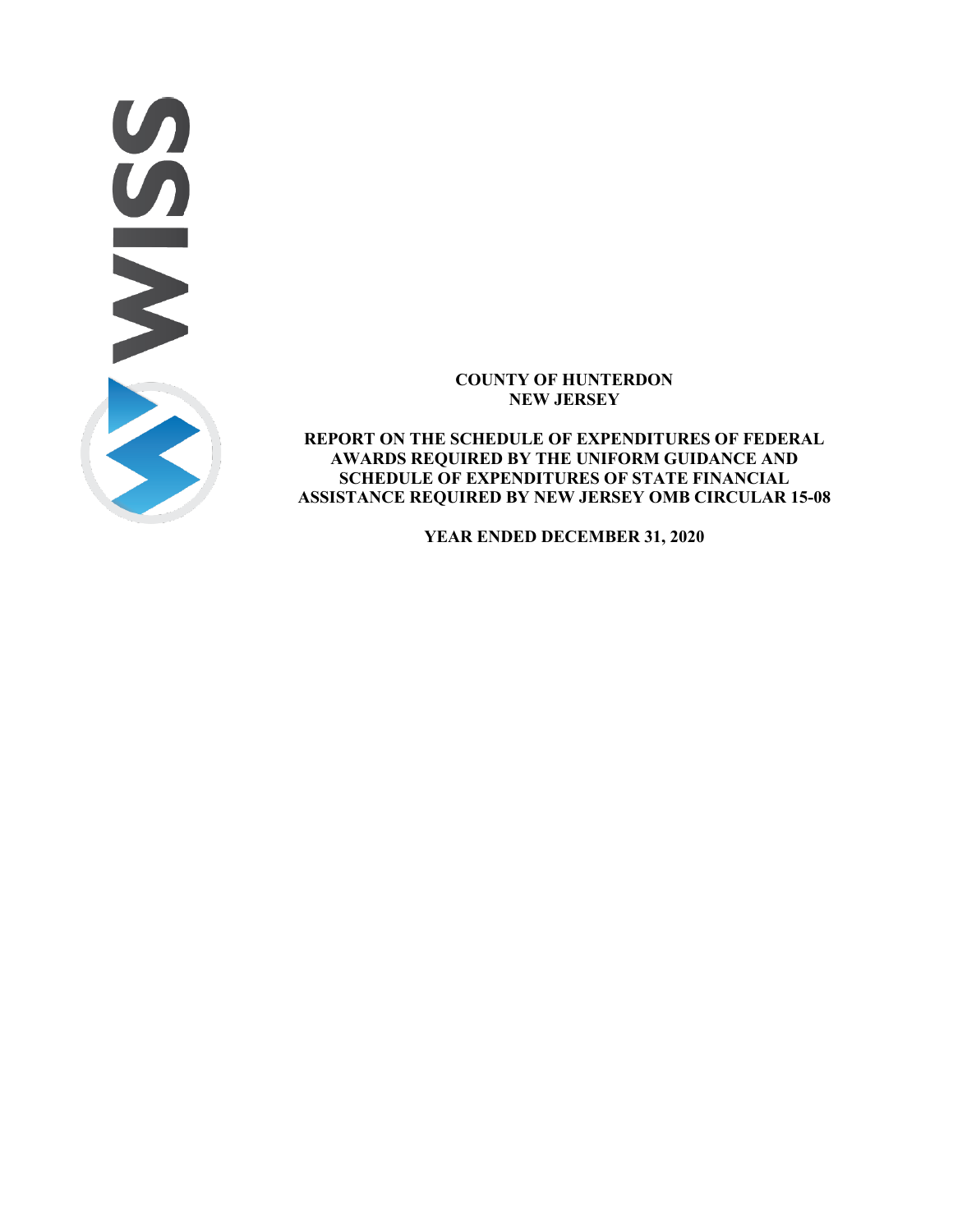# COUNTY OF HUNTERDON
## NEW JERSEY

**REPORT ON THE SCHEDULE OF EXPENDITURES OF FEDERAL AWARDS REQUIRED BY THE UNIFORM GUIDANCE AND SCHEDULE OF EXPENDITURES OF STATE FINANCIAL ASSISTANCE REQUIRED BY NEW JERSEY OMB CIRCULAR 15-08**

**YEAR ENDED DECEMBER 31, 2020**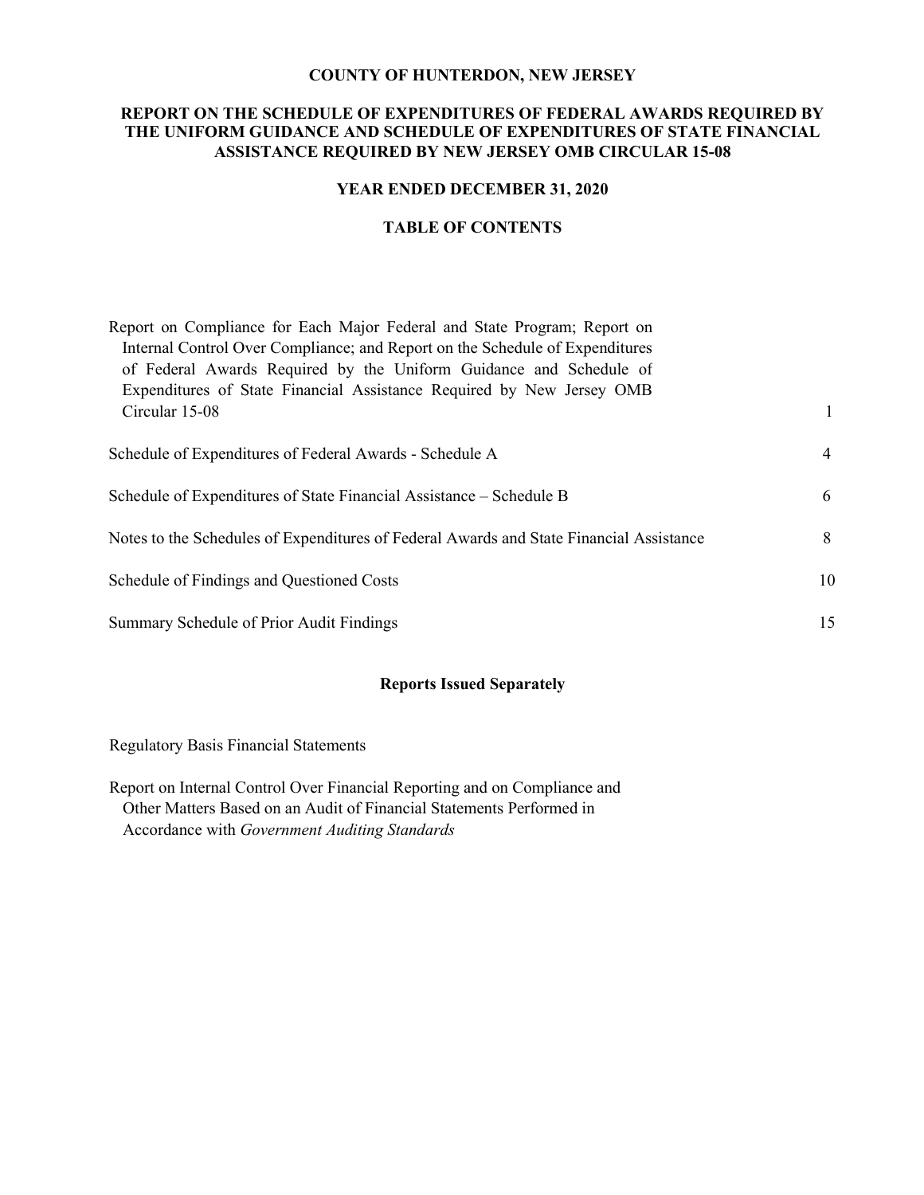**COUNTY OF HUNTERDON, NEW JERSEY**

**REPORT ON THE SCHEDULE OF EXPENDITURES OF FEDERAL AWARDS REQUIRED BY THE UNIFORM GUIDANCE AND SCHEDULE OF EXPENDITURES OF STATE FINANCIAL ASSISTANCE REQUIRED BY NEW JERSEY OMB CIRCULAR 15-08**

**YEAR ENDED DECEMBER 31, 2020**

**TABLE OF CONTENTS**

| | |
|---|---|
| Report on Compliance for Each Major Federal and State Program; Report on Internal Control Over Compliance; and Report on the Schedule of Expenditures of Federal Awards Required by the Uniform Guidance and Schedule of Expenditures of State Financial Assistance Required by New Jersey OMB Circular 15-08 | 1 |
| Schedule of Expenditures of Federal Awards - Schedule A | 4 |
| Schedule of Expenditures of State Financial Assistance – Schedule B | 6 |
| Notes to the Schedules of Expenditures of Federal Awards and State Financial Assistance | 8 |
| Schedule of Findings and Questioned Costs | 10 |
| Summary Schedule of Prior Audit Findings | 15 |

**Reports Issued Separately**

Regulatory Basis Financial Statements

Report on Internal Control Over Financial Reporting and on Compliance and Other Matters Based on an Audit of Financial Statements Performed in Accordance with *Government Auditing Standards*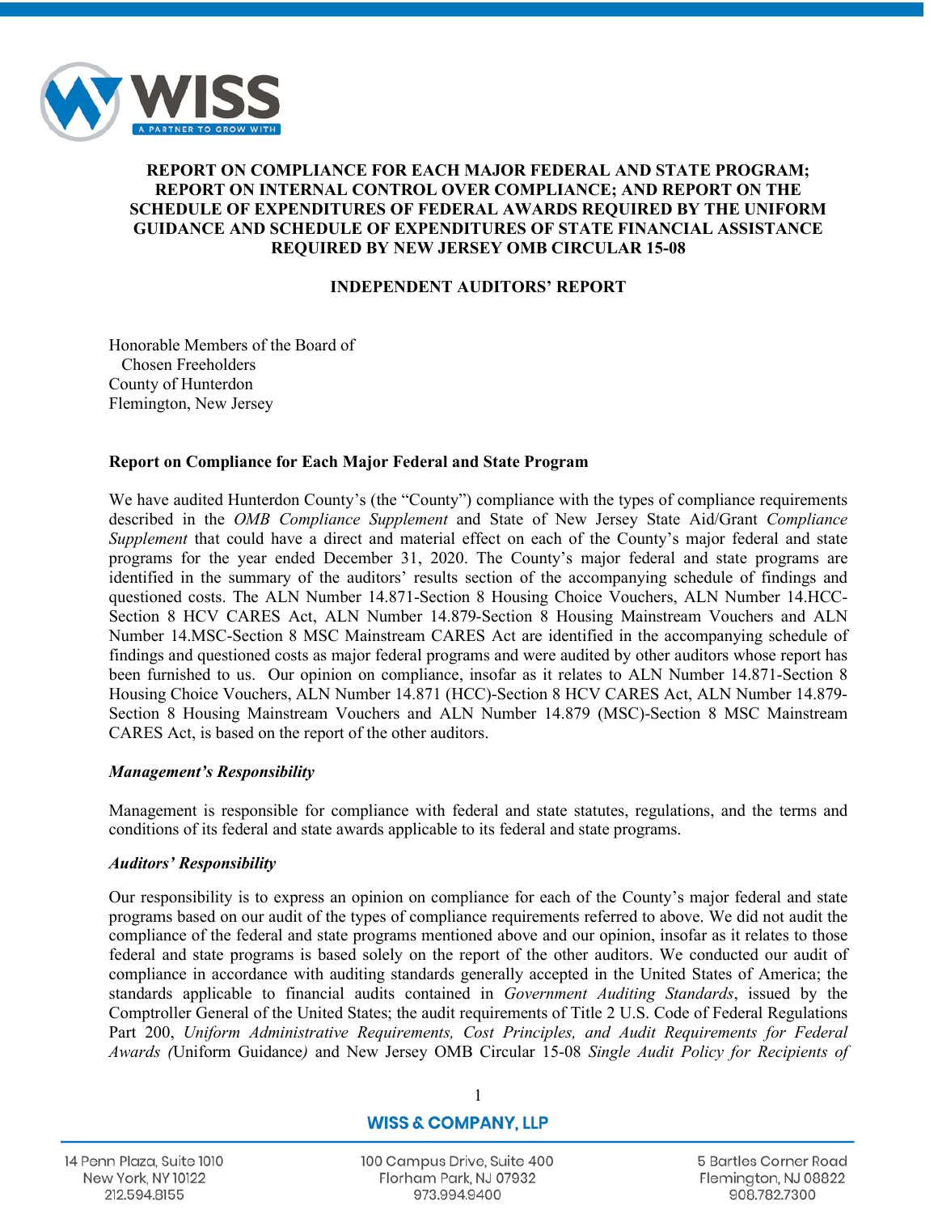# REPORT ON COMPLIANCE FOR EACH MAJOR FEDERAL AND STATE PROGRAM; REPORT ON INTERNAL CONTROL OVER COMPLIANCE; AND REPORT ON THE SCHEDULE OF EXPENDITURES OF FEDERAL AWARDS REQUIRED BY THE UNIFORM GUIDANCE AND SCHEDULE OF EXPENDITURES OF STATE FINANCIAL ASSISTANCE REQUIRED BY NEW JERSEY OMB CIRCULAR 15-08

## INDEPENDENT AUDITORS' REPORT

Honorable Members of the Board of
Chosen Freeholders
County of Hunterdon
Flemington, New Jersey

### Report on Compliance for Each Major Federal and State Program

We have audited Hunterdon County's (the "County") compliance with the types of compliance requirements described in the *OMB Compliance Supplement* and State of New Jersey State Aid/Grant *Compliance Supplement* that could have a direct and material effect on each of the County's major federal and state programs for the year ended December 31, 2020. The County's major federal and state programs are identified in the summary of the auditors' results section of the accompanying schedule of findings and questioned costs. The ALN Number 14.871-Section 8 Housing Choice Vouchers, ALN Number 14.HCC-Section 8 HCV CARES Act, ALN Number 14.879-Section 8 Housing Mainstream Vouchers and ALN Number 14.MSC-Section 8 MSC Mainstream CARES Act are identified in the accompanying schedule of findings and questioned costs as major federal programs and were audited by other auditors whose report has been furnished to us. Our opinion on compliance, insofar as it relates to ALN Number 14.871-Section 8 Housing Choice Vouchers, ALN Number 14.871 (HCC)-Section 8 HCV CARES Act, ALN Number 14.879-Section 8 Housing Mainstream Vouchers and ALN Number 14.879 (MSC)-Section 8 MSC Mainstream CARES Act, is based on the report of the other auditors.

#### *Management's Responsibility*

Management is responsible for compliance with federal and state statutes, regulations, and the terms and conditions of its federal and state awards applicable to its federal and state programs.

#### *Auditors' Responsibility*

Our responsibility is to express an opinion on compliance for each of the County's major federal and state programs based on our audit of the types of compliance requirements referred to above. We did not audit the compliance of the federal and state programs mentioned above and our opinion, insofar as it relates to those federal and state programs is based solely on the report of the other auditors. We conducted our audit of compliance in accordance with auditing standards generally accepted in the United States of America; the standards applicable to financial audits contained in *Government Auditing Standards*, issued by the Comptroller General of the United States; the audit requirements of Title 2 U.S. Code of Federal Regulations Part 200, *Uniform Administrative Requirements, Cost Principles, and Audit Requirements for Federal Awards (*Uniform Guidance*)* and New Jersey OMB Circular 15-08 *Single Audit Policy for Recipients of*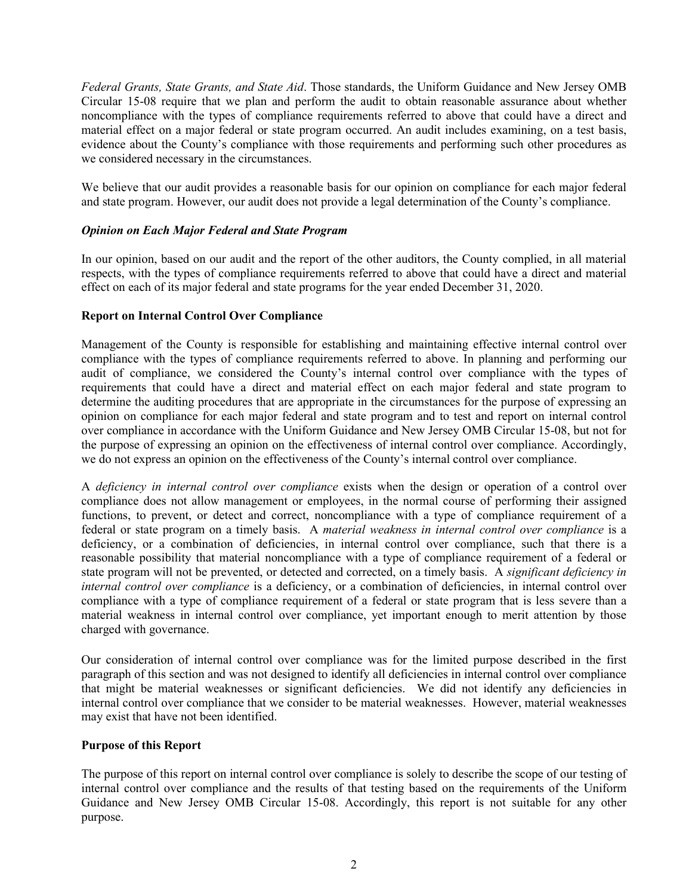*Federal Grants, State Grants, and State Aid*. Those standards, the Uniform Guidance and New Jersey OMB Circular 15-08 require that we plan and perform the audit to obtain reasonable assurance about whether noncompliance with the types of compliance requirements referred to above that could have a direct and material effect on a major federal or state program occurred. An audit includes examining, on a test basis, evidence about the County's compliance with those requirements and performing such other procedures as we considered necessary in the circumstances.

We believe that our audit provides a reasonable basis for our opinion on compliance for each major federal and state program. However, our audit does not provide a legal determination of the County's compliance.

***Opinion on Each Major Federal and State Program***

In our opinion, based on our audit and the report of the other auditors, the County complied, in all material respects, with the types of compliance requirements referred to above that could have a direct and material effect on each of its major federal and state programs for the year ended December 31, 2020.

**Report on Internal Control Over Compliance**

Management of the County is responsible for establishing and maintaining effective internal control over compliance with the types of compliance requirements referred to above. In planning and performing our audit of compliance, we considered the County's internal control over compliance with the types of requirements that could have a direct and material effect on each major federal and state program to determine the auditing procedures that are appropriate in the circumstances for the purpose of expressing an opinion on compliance for each major federal and state program and to test and report on internal control over compliance in accordance with the Uniform Guidance and New Jersey OMB Circular 15-08, but not for the purpose of expressing an opinion on the effectiveness of internal control over compliance. Accordingly, we do not express an opinion on the effectiveness of the County's internal control over compliance.

A *deficiency in internal control over compliance* exists when the design or operation of a control over compliance does not allow management or employees, in the normal course of performing their assigned functions, to prevent, or detect and correct, noncompliance with a type of compliance requirement of a federal or state program on a timely basis. A *material weakness in internal control over compliance* is a deficiency, or a combination of deficiencies, in internal control over compliance, such that there is a reasonable possibility that material noncompliance with a type of compliance requirement of a federal or state program will not be prevented, or detected and corrected, on a timely basis. A *significant deficiency in internal control over compliance* is a deficiency, or a combination of deficiencies, in internal control over compliance with a type of compliance requirement of a federal or state program that is less severe than a material weakness in internal control over compliance, yet important enough to merit attention by those charged with governance.

Our consideration of internal control over compliance was for the limited purpose described in the first paragraph of this section and was not designed to identify all deficiencies in internal control over compliance that might be material weaknesses or significant deficiencies. We did not identify any deficiencies in internal control over compliance that we consider to be material weaknesses. However, material weaknesses may exist that have not been identified.

**Purpose of this Report**

The purpose of this report on internal control over compliance is solely to describe the scope of our testing of internal control over compliance and the results of that testing based on the requirements of the Uniform Guidance and New Jersey OMB Circular 15-08. Accordingly, this report is not suitable for any other purpose.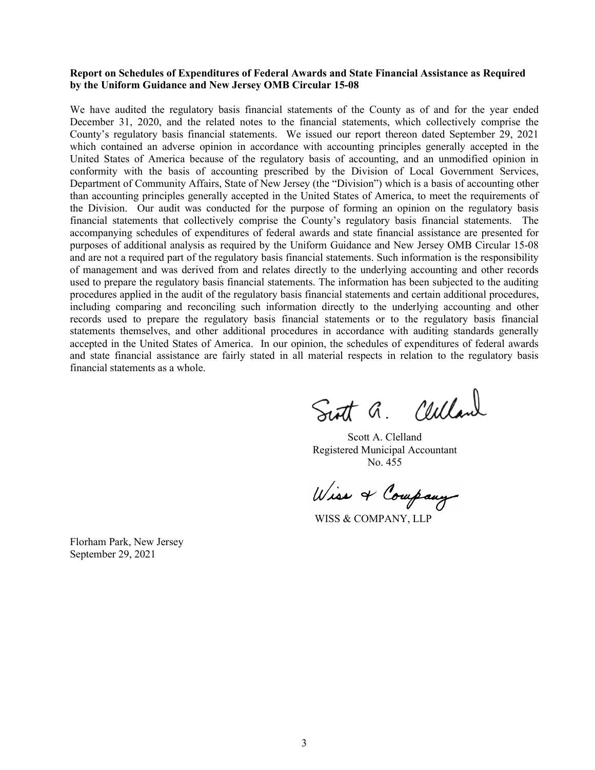**Report on Schedules of Expenditures of Federal Awards and State Financial Assistance as Required by the Uniform Guidance and New Jersey OMB Circular 15-08**

We have audited the regulatory basis financial statements of the County as of and for the year ended December 31, 2020, and the related notes to the financial statements, which collectively comprise the County's regulatory basis financial statements. We issued our report thereon dated September 29, 2021 which contained an adverse opinion in accordance with accounting principles generally accepted in the United States of America because of the regulatory basis of accounting, and an unmodified opinion in conformity with the basis of accounting prescribed by the Division of Local Government Services, Department of Community Affairs, State of New Jersey (the "Division") which is a basis of accounting other than accounting principles generally accepted in the United States of America, to meet the requirements of the Division. Our audit was conducted for the purpose of forming an opinion on the regulatory basis financial statements that collectively comprise the County's regulatory basis financial statements. The accompanying schedules of expenditures of federal awards and state financial assistance are presented for purposes of additional analysis as required by the Uniform Guidance and New Jersey OMB Circular 15-08 and are not a required part of the regulatory basis financial statements. Such information is the responsibility of management and was derived from and relates directly to the underlying accounting and other records used to prepare the regulatory basis financial statements. The information has been subjected to the auditing procedures applied in the audit of the regulatory basis financial statements and certain additional procedures, including comparing and reconciling such information directly to the underlying accounting and other records used to prepare the regulatory basis financial statements or to the regulatory basis financial statements themselves, and other additional procedures in accordance with auditing standards generally accepted in the United States of America. In our opinion, the schedules of expenditures of federal awards and state financial assistance are fairly stated in all material respects in relation to the regulatory basis financial statements as a whole.

Scott A. Clelland
Registered Municipal Accountant
No. 455

WISS & COMPANY, LLP

Florham Park, New Jersey
September 29, 2021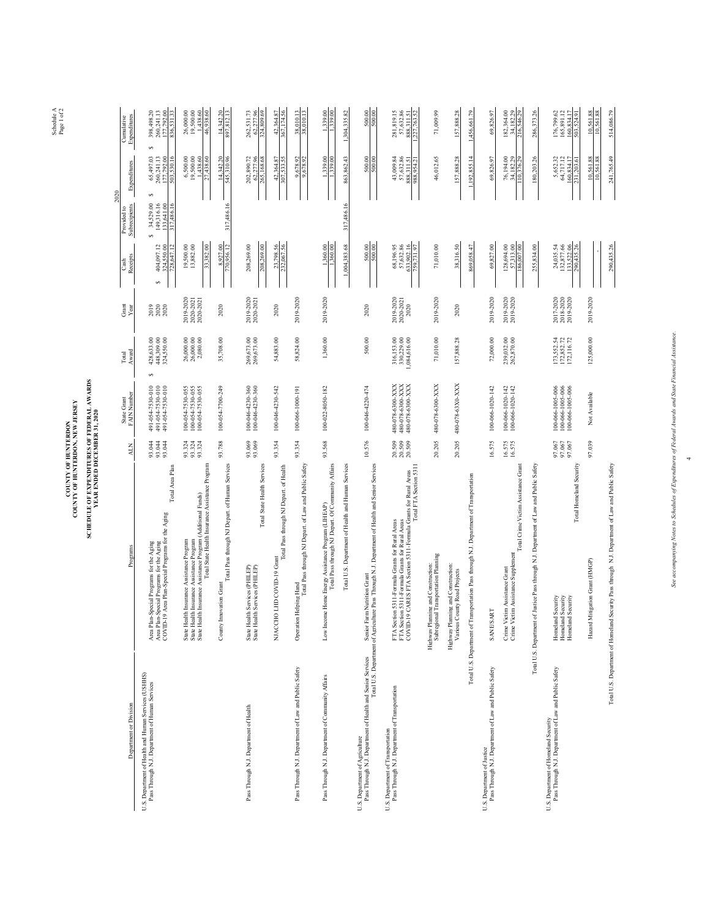Schedule A
Page 1 of 2

# COUNTY OF HUNTERDON
# COUNTY OF HUNTERDON, NEW JERSEY

## SCHEDULE OF EXPENDITURES OF FEDERAL AWARDS
## YEAR ENDED DECEMBER 31, 2020

| Department or Division | Programs | ALN | State Grant FAIN Number | Total Award | Grant Year | 2020 Cash Receipts | 2020 Provided to Subrecipients | 2020 Expenditures | Cumulative Expenditures |
|---|---|---|---|---|---|---|---|---|---|
| U.S. Department of Health and Human Services (USHHS) | | | | | | | | | |
| Pass Through N.J. Department of Human Services | Area Plan-Special Programs for the Aging | 93.044 | 491-054-7530-010 | $ 428,633.00 | 2019 | | $ 34,529.00 | $ 65,497.03 | $ 398,498.20 |
| | Area Plan-Special Programs for the Aging | 93.044 | 491-054-7530-010 | 448,309.00 | 2020 | $ 404,097.12 | 149,316.16 | 260,241.13 | 260,241.13 |
| | COVID-19 Area Plan-Special Programs for the Aging | 93.044 | 491-054-7530-010 | 324,550.00 | 2020 | 324,550.00 | 133,641.00 | 177,792.00 | 177,792.00 |
| | Total Area Plan | | | | | 728,647.12 | 317,486.16 | 503,530.16 | 836,531.33 |
| | State Health Insurance Assistance Program | 93.324 | 100-054-7530-055 | 26,000.00 | 2019-2020 | 19,500.00 | | 6,500.00 | 26,000.00 |
| | State Health Insurance Assistance Program | 93.324 | 100-054-7530-055 | 26,000.00 | 2020-2021 | 13,882.00 | | 19,500.00 | 19,500.00 |
| | State Health Insurance Assistance Program (Additional Funds) | 93.324 | 100-054-7530-055 | 2,080.00 | 2020-2021 | | | 1,438.60 | 1,438.60 |
| | Total State Health Insurance Assistance Program | | | | | 33,382.00 | | 27,438.60 | 46,938.60 |
| | County Innovation Grant | 93.788 | 100-054-7700-249 | 35,708.00 | 2020 | 8,927.00 | | 14,342.20 | 14,342.20 |
| | Total Pass through NJ Depart. of Human Services | | | | | 770,956.12 | 317,486.16 | 545,310.96 | 897,812.13 |
| Pass Through N.J. Department of Health | State Health Services (PHILEP) | 93.069 | 100-046-4230-360 | 269,673.00 | 2019-2020 | 208,269.00 | | 202,890.72 | 262,531.73 |
| | State Health Services (PHILEP) | 93.069 | 100-046-4230-360 | 269,673.00 | 2020-2021 | | | 62,277.96 | 62,277.96 |
| | Total State Health Services | | | | | 208,269.00 | | 265,168.68 | 324,809.69 |
| | NJACCHO LHD COVID-19 Grant | 93.354 | 100-046-4230-542 | 54,883.00 | 2020 | 23,798.56 | | 42,364.87 | 42,364.87 |
| | Total Pass through NJ Depart. of Health | | | | | 232,067.56 | | 307,533.55 | 367,174.56 |
| Pass Through N.J. Department of Law and Public Safety | Operation Helping Hand | 93.354 | 100-066-1000-191 | 58,824.00 | 2019-2020 | | | 9,678.92 | 38,010.13 |
| | Total Pass through NJ Depart. of Law and Public Safety | | | | | | | 9,678.92 | 38,010.13 |
| Pass Through N.J. Department of Community Affairs | Low Income Home Energy Assistance Program (LIHEAP) | 93.568 | 100-022-8050-182 | 1,360.00 | 2019-2020 | 1,360.00 | | 1,339.00 | 1,339.00 |
| | Total Pass through NJ Depart. Of Community Affairs | | | | | 1,360.00 | | 1,339.00 | 1,339.00 |
| | Total U.S. Department of Health and Human Services | | | | | 1,004,383.68 | 317,486.16 | 863,862.43 | 1,304,335.82 |
| U.S. Department of Agriculture | | | | | | | | | |
| Pass Through N.J. Department of Health and Senior Services | Senior Farm Nutrition Grant | 10.576 | 100-046-4220-474 | 500.00 | 2020 | 500.00 | | 500.00 | 500.00 |
| Total U.S. Department of Agriculture Pass Through N.J. Department of Health and Senior Services | | | | | | 500.00 | | 500.00 | 500.00 |
| U.S. Department of Transportation | | | | | | | | | |
| Pass Through N.J. Department of Transportation | FTA Section 5311-Formula Grants for Rural Areas | 20.509 | 480-078-6300-XXX | 316,153.00 | 2019-2020 | 68,196.95 | | 43,009.84 | 281,819.15 |
| | FTA Section 5311-Formula Grants for Rural Areas | 20.509 | 480-078-6300-XXX | 330,229.00 | 2020-2021 | 57,632.86 | | 57,632.86 | 57,632.86 |
| | COVID-19 CARES FTA Section 5311-Formula Grants for Rural Areas | 20.509 | 480-078-6300-XXX | 1,084,616.00 | 2020 | 633,902.16 | | 888,311.51 | 888,311.51 |
| | Total FTA Section 5311 | | | | | 759,731.97 | | 988,954.21 | 1,227,763.52 |
| | Highway Planning and Construction: Subregional Transportation Planning | 20.205 | 480-078-6300-XXX | 71,010.00 | 2019-2020 | 71,010.00 | | 46,012.65 | 71,009.99 |
| | Highway Planning and Construction: Various County Road Projects | 20.205 | 480-078-63X0-XXX | 157,888.28 | 2020 | 38,316.50 | | 157,888.28 | 157,888.28 |
| Total U.S. Department of Transportation Pass through N.J. Department of Transportation | | | | | | 869,058.47 | | 1,192,855.14 | 1,456,661.79 |
| U.S. Department of Justice | | | | | | | | | |
| Pass Through N.J. Department of Law and Public Safety | SANE/SART | 16.575 | 100-066-1020-142 | 72,000.00 | 2019-2020 | 69,827.00 | | 69,826.97 | 69,826.97 |
| | Crime Victim Assistance Grant | 16.575 | 100-066-1020-142 | 239,032.00 | 2019-2020 | 128,694.00 | | 76,194.00 | 182,364.00 |
| | Crime Victim Assistance Supplement | 16.575 | 100-066-1020-142 | 262,870.00 | 2019-2020 | 57,313.00 | | 34,182.29 | 34,182.29 |
| | Total Crime Victim Assistance Grant | | | | | 186,007.00 | | 110,376.29 | 216,546.29 |
| Total U.S. Department of Justice Pass through N.J. Department of Law and Public Safety | | | | | | 255,834.00 | | 180,203.26 | 286,373.26 |
| U.S. Department of Homeland Security | | | | | | | | | |
| Pass Through N.J. Department of Law and Public Safety | Homeland Security | 97.067 | 100-066-1005-006 | 173,552.54 | 2017-2020 | 24,035.54 | | 5,652.32 | 176,799.62 |
| | Homeland Security | 97.067 | 100-066-1005-006 | 172,852.72 | 2018-2020 | 132,877.66 | | 64,717.12 | 165,891.12 |
| | Homeland Security | 97.067 | 100-066-1005-006 | 172,116.72 | 2019-2020 | 133,522.06 | | 160,834.17 | 160,834.17 |
| | Total Homeland Security | | | | | 290,435.26 | | 231,203.61 | 503,524.91 |
| | Hazard Mitigation Grant (HMGP) | 97.039 | Not Available | 125,000.00 | 2019-2020 | - | | 10,561.88 | 10,561.88 |
| | | | | | | - | | 10,561.88 | 10,561.88 |
| Total U.S. Department of Homeland Security Pass through N.J. Department of Law and Public Safety | | | | | | 290,435.26 | | 241,765.49 | 514,086.79 |

*See accompanying Notes to Schedules of Expenditures of Federal Awards and State Financial Assistance.*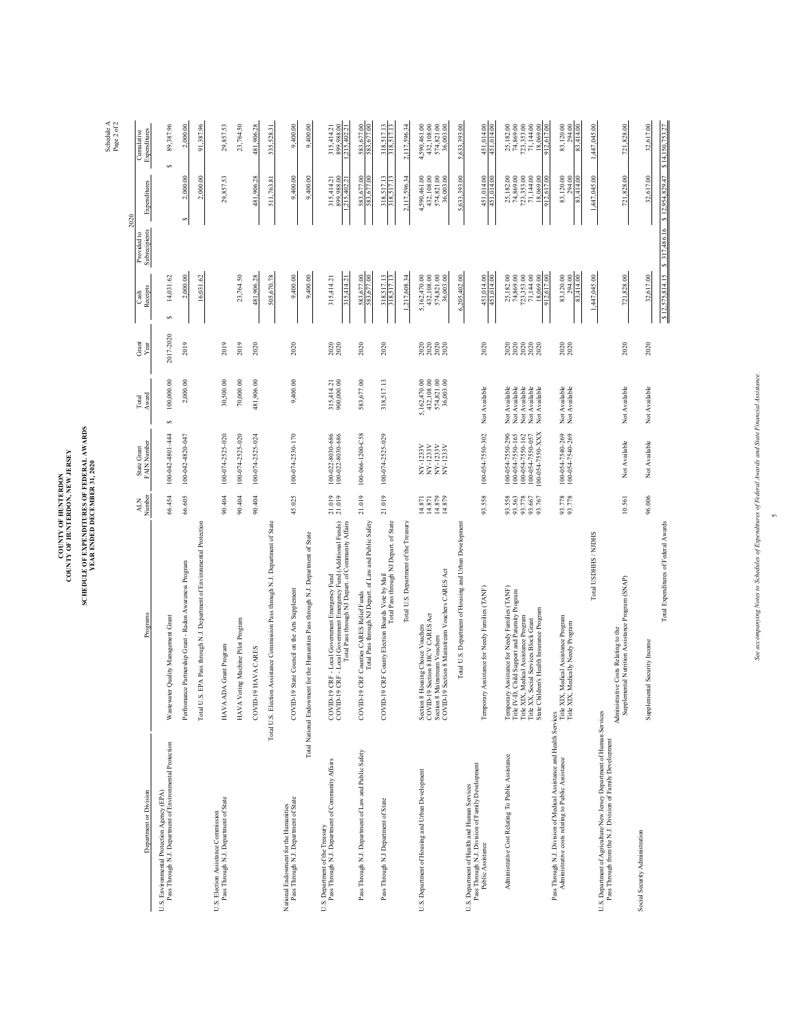Schedule A
Page 2 of 2

# COUNTY OF HUNTERDON
# COUNTY OF HUNTERDON, NEW JERSEY
## SCHEDULE OF EXPENDITURES OF FEDERAL AWARDS
### YEAR ENDED DECEMBER 31, 2020

| Department or Division | Programs | ALN Number | State Grant FAIN Number | Total Award | Grant Year | 2020 Cash Receipts | 2020 Provided to Subrecipients | 2020 Expenditures | Cumulative Expenditures |
|---|---|---|---|---|---|---|---|---|---|
| U.S. Environmental Protection Agency (EPA) Pass Through N.J. Department of Environmental Protection | Wastewater Quality Management Grant | 66.454 | 100-042-4801-444 | $ 100,000.00 | 2017-2020 | $ 14,031.62 | | | $ 89,387.96 |
| | Performance Partnership Grant - Radon Awareness Program | 66.605 | 100-042-4820-047 | 2,000.00 | 2019 | 2,000.00 | | $ 2,000.00 | 2,000.00 |
| | Total U.S. EPA Pass through N.J. Department of Environmental Protection | | | | | 16,031.62 | | 2,000.00 | 91,387.96 |
| U.S. Election Assistance Commission Pass Through N.J. Department of State | HAVA ADA Grant Program | 90.404 | 100-074-2525-020 | 30,500.00 | 2019 | | | 29,857.53 | 29,857.53 |
| | HAVA Voting Machine Pilot Program | 90.404 | 100-074-2525-020 | 70,000.00 | 2019 | 23,764.50 | | | 23,764.50 |
| | COVID-19 HAVA CARES | 90.404 | 100-074-2525-024 | 481,906.00 | 2020 | 481,906.28 | | 481,906.28 | 481,906.28 |
| | Total U.S. Election Assistance Commission Pass through N.J. Department of State | | | | | 505,670.78 | | 511,763.81 | 535,528.31 |
| National Endowment for the Humanities Pass Through N.J. Department of State | COVID-19 State Council on the Arts Supplement | 45.025 | 100-074-2530-170 | 9,400.00 | 2020 | 9,400.00 | | 9,400.00 | 9,400.00 |
| | Total National Endowment for the Humanities Pass through N.J. Department of State | | | | | 9,400.00 | | 9,400.00 | 9,400.00 |
| U.S. Department of the Treasury Pass Through N.J. Department of Community Affairs | COVID-19 CRF - Local Government Emergency Fund | 21.019 | 100-022-8030-686 | 315,414.21 | 2020 | 315,414.21 | | 315,414.21 | 315,414.21 |
| | COVID-19 CRF - Local Government Emergency Fund (Additional Funds) | 21.019 | 100-022-8030-686 | 900,000.00 | 2020 | | | 899,988.00 | 899,988.00 |
| | Total Pass through NJ Depart. of Community Affairs | | | | | 315,414.21 | | 1,215,402.21 | 1,215,402.21 |
| Pass Through N.J. Department of Law and Public Safety | COVID-19 CRF Counties CARES Relief Funds | 21.019 | 100-066-1200-C58 | 583,677.00 | 2020 | 583,677.00 | | 583,677.00 | 583,677.00 |
| | Total Pass through NJ Depart. of Law and Public Safety | | | | | 583,677.00 | | 583,677.00 | 583,677.00 |
| Pass Through NJ Department of State | COVID-19 CRF County Election Boards Vote by Mail | 21.019 | 100-074-2525-029 | 318,517.13 | 2020 | 318,517.13 | | 318,517.13 | 318,517.13 |
| | Total Pass through NJ Depart. of State | | | | | 318,517.13 | | 318,517.13 | 318,517.13 |
| | Total U.S. Department of the Treasury | | | | | 1,217,608.34 | | 2,117,596.34 | 2,117,596.34 |
| U.S. Department of Housing and Urban Development | Section 8 Housing Choice Vouchers | 14.871 | NY-1233V | 5,162,470.00 | 2020 | 5,162,470.00 | | 4,590,461.00 | 4,590,461.00 |
| | COVID-19 Section 8 HCV CARES Act | 14.871 | NY-1233V | 432,108.00 | 2020 | 432,108.00 | | 432,108.00 | 432,108.00 |
| | Section 8 Mainstream Vouchers | 14.879 | NY-1233V | 574,821.00 | 2020 | 574,821.00 | | 574,821.00 | 574,821.00 |
| | COVID-19 Section 8 Mainstream Vouchers CARES Act | 14.879 | NY-1233V | 36,003.00 | 2020 | 36,003.00 | | 36,003.00 | 36,003.00 |
| | Total U.S. Department of Housing and Urban Development | | | | | 6,205,402.00 | | 5,633,393.00 | 5,633,393.00 |
| U.S. Department of Health and Human Services Pass Through N.J. Division of Family Development Public Assistance | Temporary Assistance for Needy Families (TANF) | 93.558 | 100-054-7550-302 | Not Available | 2020 | 451,014.00 | | 451,014.00 | 451,014.00 |
| | | | | | | 451,014.00 | | 451,014.00 | 451,014.00 |
| Administrative Cost Relating To Public Assistance | Temporary Assistance for Needy Families (TANF) | 93.558 | 100-054-7550-290 | Not Available | 2020 | 25,182.00 | | 25,182.00 | 25,182.00 |
| | Title IV-D, Child Support and Paternity Program | 93.563 | 100-054-7550-165 | Not Available | 2020 | 74,869.00 | | 74,869.00 | 74,869.00 |
| | Title XIX, Medical Assistance Program | 93.778 | 100-054-7550-162 | Not Available | 2020 | 723,353.00 | | 723,353.00 | 723,353.00 |
| | Title XX, Social Services Block Grant | 93.667 | 100-054-7550-057 | Not Available | 2020 | 71,144.00 | | 71,144.00 | 71,144.00 |
| | State Children's Health Insurance Program | 93.767 | 100-054-7550-XXX | Not Available | 2020 | 18,069.00 | | 18,069.00 | 18,069.00 |
| | | | | | | 912,617.00 | | 912,617.00 | 912,617.00 |
| Pass Through N.J. Division of Medical Assistance and Health Services Administrative costs relating to Public Assistance | Title XIX, Medical Assistance Program | 93.778 | 100-054-7540-269 | Not Available | 2020 | 83,120.00 | | 83,120.00 | 83,120.00 |
| | Title XIX, Medically Needy Program | 93.778 | 100-054-7540-269 | Not Available | 2020 | 294.00 | | 294.00 | 294.00 |
| | | | | | | 83,414.00 | | 83,414.00 | 83,414.00 |
| | Total USDHHS / NJDHS | | | | | 1,447,045.00 | | 1,447,045.00 | 1,447,045.00 |
| U.S. Department of Agriculture/New Jersey Department of Human Services Pass Through from the N.J. Division of Family Development | Administrative Costs Relating to the Supplemental Nutrition Assistance Program (SNAP) | 10.561 | Not Available | Not Available | 2020 | 721,828.00 | | 721,828.00 | 721,828.00 |
| Social Security Administration | Supplemental Security Income | 96.006 | Not Available | Not Available | 2020 | 32,617.00 | | 32,617.00 | 32,617.00 |
| | Total Expenditures of Federal Awards | | | | | $ 12,575,814.15 | $ 317,486.16 | $ 12,954,829.47 | $ 14,150,753.27 |

*See accompanying Notes to Schedules of Expenditures of Federal Awards and State Financial Assistance.*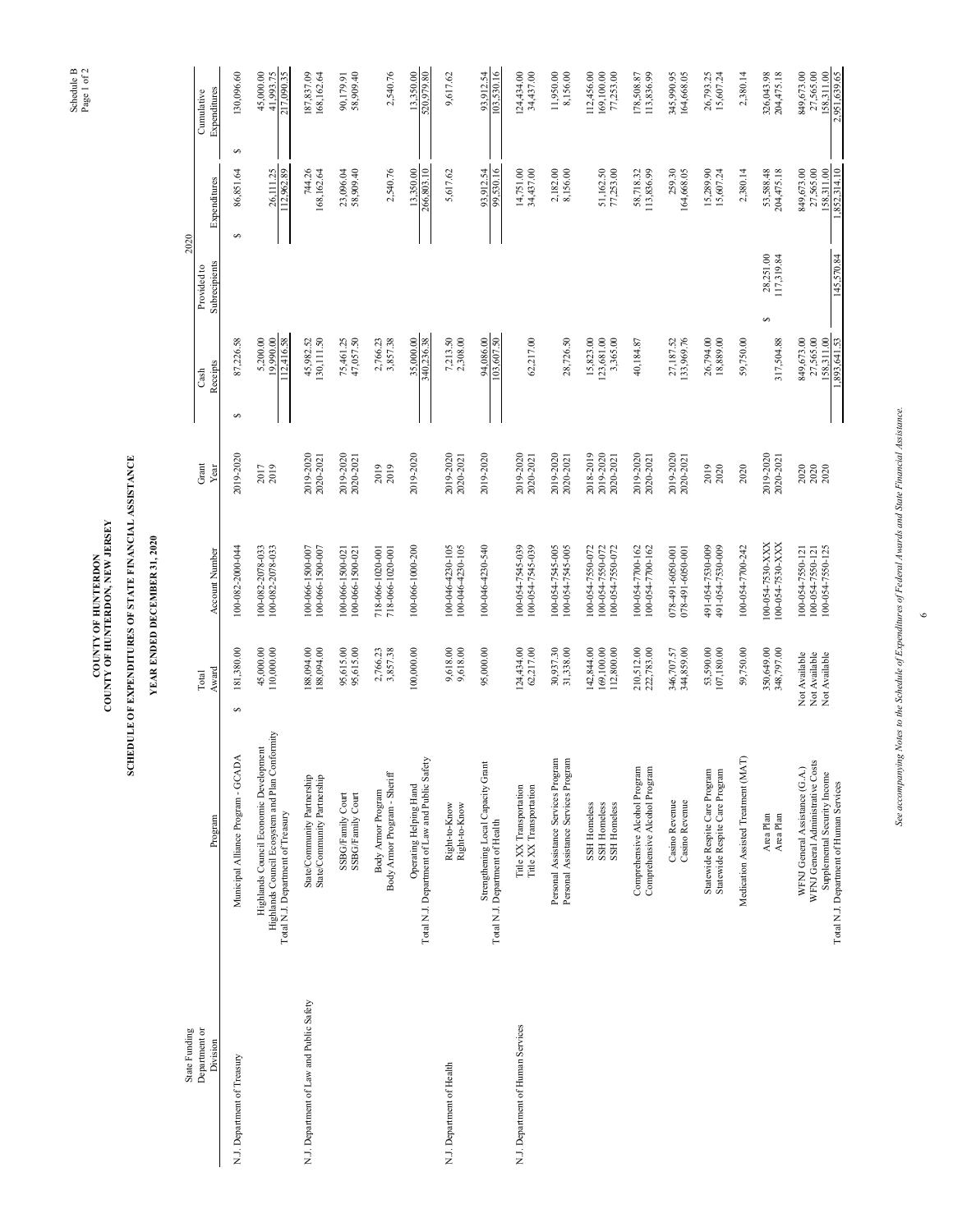# COUNTY OF HUNTERDON
# COUNTY OF HUNTERDON, NEW JERSEY

## SCHEDULE OF EXPENDITURES OF STATE FINANCIAL ASSISTANCE

### YEAR ENDED DECEMBER 31, 2020

Schedule B
Page 1 of 2

| State Funding Department or Division | Program | Total Award | Account Number | Grant Year | 2020 Cash Receipts | 2020 Provided to Subrecipients | 2020 Expenditures | Cumulative Expenditures |
|---|---|---|---|---|---|---|---|---|
| N.J. Department of Treasury | Municipal Alliance Program - GCADA | $ 181,380.00 | 100-082-2000-044 | 2019-2020 | $ 87,226.58 | | $ 86,851.64 | $ 130,096.60 |
| | Highlands Council Economic Development | 45,000.00 | 100-082-2078-033 | 2017 | 5,200.00 | | | 45,000.00 |
| | Highlands Council Ecosystem and Plan Conformity | 110,000.00 | 100-082-2078-033 | 2019 | 19,990.00 | | 26,111.25 | 41,993.75 |
| | Total N.J. Department of Treasury | | | | 112,416.58 | | 112,962.89 | 217,090.35 |
| N.J. Department of Law and Public Safety | State/Community Partnership | 188,094.00 | 100-066-1500-007 | 2019-2020 | 45,982.52 | | 744.26 | 187,837.09 |
| | State/Community Partnership | 188,094.00 | 100-066-1500-007 | 2020-2021 | 130,111.50 | | 168,162.64 | 168,162.64 |
| | SSBG/Family Court | 95,615.00 | 100-066-1500-021 | 2019-2020 | 75,461.25 | | 23,096.04 | 90,179.91 |
| | SSBG/Family Court | 95,615.00 | 100-066-1500-021 | 2020-2021 | 47,057.50 | | 58,909.40 | 58,909.40 |
| | Body Armor Program | 2,766.23 | 718-066-1020-001 | 2019 | 2,766.23 | | | |
| | Body Armor Program - Sheriff | 3,857.38 | 718-066-1020-001 | 2019 | 3,857.38 | | 2,540.76 | 2,540.76 |
| | Operating Helping Hand | 100,000.00 | 100-066-1000-200 | 2019-2020 | 35,000.00 | | 13,350.00 | 13,350.00 |
| | Total N.J. Department of Law and Public Safety | | | | 340,236.38 | | 266,803.10 | 520,979.80 |
| N.J. Department of Health | Right-to-Know | 9,618.00 | 100-046-4230-105 | 2019-2020 | 7,213.50 | | 5,617.62 | 9,617.62 |
| | Right-to-Know | 9,618.00 | 100-046-4230-105 | 2020-2021 | 2,308.00 | | | |
| | Strengthening Local Capacity Grant | 95,000.00 | 100-046-4230-540 | 2019-2020 | 94,086.00 | | 93,912.54 | 93,912.54 |
| | Total N.J. Department of Health | | | | 103,607.50 | | 99,530.16 | 103,530.16 |
| N.J. Department of Human Services | Title XX Transportation | 124,434.00 | 100-054-7545-039 | 2019-2020 | | | 14,751.00 | 124,434.00 |
| | Title XX Transportation | 62,217.00 | 100-054-7545-039 | 2020-2021 | 62,217.00 | | 34,437.00 | 34,437.00 |
| | Personal Assistance Services Program | 30,937.30 | 100-054-7545-005 | 2019-2020 | | | 2,182.00 | 11,950.00 |
| | Personal Assistance Services Program | 31,338.00 | 100-054-7545-005 | 2020-2021 | 28,726.50 | | 8,156.00 | 8,156.00 |
| | SSH Homeless | 142,844.00 | 100-054-7550-072 | 2018-2019 | 15,823.00 | | | 112,456.00 |
| | SSH Homeless | 169,100.00 | 100-054-7550-072 | 2019-2020 | 123,681.00 | | 51,162.50 | 169,100.00 |
| | SSH Homeless | 112,800.00 | 100-054-7550-072 | 2020-2021 | 3,365.00 | | 77,253.00 | 77,253.00 |
| | Comprehensive Alcohol Program | 210,512.00 | 100-054-7700-162 | 2019-2020 | 40,184.87 | | 58,718.32 | 178,508.87 |
| | Comprehensive Alcohol Program | 222,783.00 | 100-054-7700-162 | 2020-2021 | | | 113,836.99 | 113,836.99 |
| | Casino Revenue | 346,707.57 | 078-491-6050-001 | 2019-2020 | 27,187.52 | | 259.30 | 345,990.95 |
| | Casino Revenue | 344,859.00 | 078-491-6050-001 | 2020-2021 | 133,969.76 | | 164,668.05 | 164,668.05 |
| | Statewide Respite Care Program | 53,590.00 | 491-054-7530-009 | 2019 | 26,794.00 | | 15,289.90 | 26,793.25 |
| | Statewide Respite Care Program | 107,180.00 | 491-054-7530-009 | 2020 | 18,889.00 | | 15,607.24 | 15,607.24 |
| | Medication Assisted Treatment (MAT) | 59,750.00 | 100-054-7700-242 | 2020 | 59,750.00 | | 2,380.14 | 2,380.14 |
| | Area Plan | 350,649.00 | 100-054-7530-XXX | 2019-2020 | | $ 28,251.00 | 53,588.48 | 326,043.98 |
| | Area Plan | 348,797.00 | 100-054-7530-XXX | 2020-2021 | 317,504.88 | 117,319.84 | 204,475.18 | 204,475.18 |
| | WFNJ General Assistance (G.A.) | Not Available | 100-054-7550-121 | 2020 | 849,673.00 | | 849,673.00 | 849,673.00 |
| | WFNJ General Administrative Costs | Not Available | 100-054-7550-121 | 2020 | 27,565.00 | | 27,565.00 | 27,565.00 |
| | Supplemental Security Income | Not Available | 100-054-7550-125 | 2020 | 158,311.00 | | 158,311.00 | 158,311.00 |
| | Total N.J. Department of Human Services | | | | 1,893,641.53 | 145,570.84 | 1,852,314.10 | 2,951,639.65 |

*See accompanying Notes to the Schedule of Expenditures of Federal Awards and State Financial Assistance.*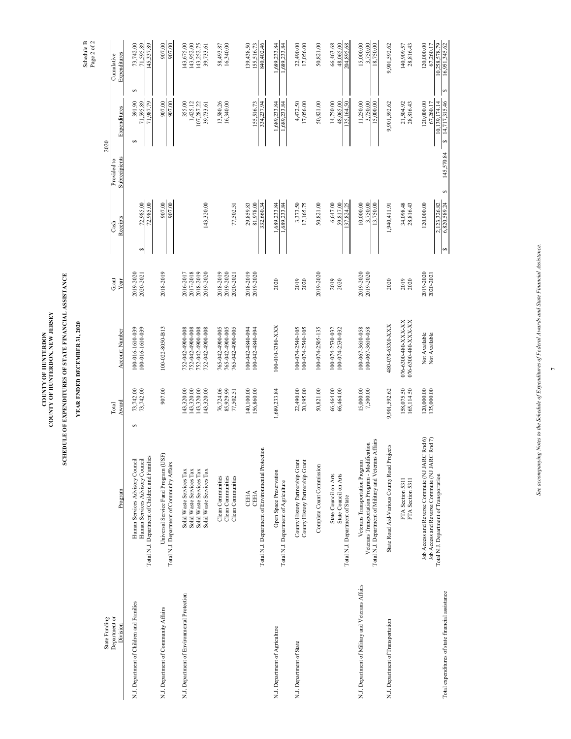# COUNTY OF HUNTERDON
# COUNTY OF HUNTERDON, NEW JERSEY

## SCHEDULE OF EXPENDITURES OF STATE FINANCIAL ASSISTANCE

### YEAR ENDED DECEMBER 31, 2020

Schedule B
Page 2 of 2

| State Funding Department or Division | Program | Total Award | Account Number | Grant Year | 2020 Cash Receipts | 2020 Provided to Subrecipients | 2020 Expenditures | Cumulative Expenditures |
|---|---|---|---|---|---|---|---|---|
| N.J. Department of Children and Families | Human Services Advisory Council | $ 73,742.00 | 100-016-1610-039 | 2019-2020 | | | $ 391.90 | $ 73,742.00 |
| | Human Services Advisory Council | 73,742.00 | 100-016-1610-039 | 2020-2021 | $ 72,985.00 | | 71,595.89 | 71,595.89 |
| | Total N.J. Department of Children and Families | | | | 72,985.00 | | 71,987.79 | 145,337.89 |
| N.J. Department of Community Affairs | Universal Service Fund Program (USF) | 907.00 | 100-022-8050-B13 | 2018-2019 | 907.00 | | 907.00 | 907.00 |
| | Total N.J. Department of Community Affairs | | | | 907.00 | | 907.00 | 907.00 |
| N.J. Department of Environmental Protection | Solid Waste Services Tax | 143,320.00 | 752-042-4900-008 | 2016-2017 | | | 355.00 | 143,675.00 |
| | Solid Waste Services Tax | 143,320.00 | 752-042-4900-008 | 2017-2018 | | | 1,425.12 | 143,952.00 |
| | Solid Waste Services Tax | 143,320.00 | 752-042-4900-008 | 2018-2019 | | | 107,287.22 | 143,252.75 |
| | Solid Waste Services Tax | 143,320.00 | 752-042-4900-008 | 2019-2020 | 143,320.00 | | 39,733.61 | 39,733.61 |
| | Clean Communities | 76,724.06 | 765-042-4900-005 | 2018-2019 | | | 13,580.26 | 58,493.87 |
| | Clean Communities | 85,929.99 | 765-042-4900-005 | 2019-2020 | | | 16,340.00 | 16,340.00 |
| | Clean Communities | 77,502.51 | 765-042-4900-005 | 2020-2021 | 77,502.51 | | | |
| | CEHA | 140,100.00 | 100-042-4840-094 | 2018-2019 | 29,859.83 | | | 139,438.50 |
| | CEHA | 156,860.00 | 100-042-4840-094 | 2019-2020 | 81,978.00 | | 155,516.73 | 155,516.73 |
| | Total N.J. Department of Environmental Protection | | | | 332,660.34 | | 334,237.94 | 840,402.46 |
| N.J. Department of Agriculture | Open Space Preservation | 1,689,233.84 | 100-010-3380-XXX | 2020 | 1,689,233.84 | | 1,689,233.84 | 1,689,233.84 |
| | Total N.J. Department of Agriculture | | | | 1,689,233.84 | | 1,689,233.84 | 1,689,233.84 |
| N.J. Department of State | County History Partnership Grant | 22,490.00 | 100-074-2540-105 | 2019 | 3,373.50 | | 4,472.50 | 22,490.00 |
| | County History Partnership Grant | 20,195.00 | 100-074-2540-105 | 2020 | 17,165.75 | | 17,056.00 | 17,056.00 |
| | Complete Count Commission | 50,821.00 | 100-074-2505-135 | 2019-2020 | 50,821.00 | | 50,821.00 | 50,821.00 |
| | State Council on Arts | 66,464.00 | 100-074-2530-032 | 2019 | 6,647.00 | | 14,750.00 | 66,463.68 |
| | State Council on Arts | 66,464.00 | 100-074-2530-032 | 2020 | 59,817.00 | | 48,065.00 | 48,065.00 |
| | Total N.J. Department of State | | | | 137,824.25 | | 135,164.50 | 204,895.68 |
| N.J. Department of Military and Veterans Affairs | Veterans Transportation Program | 15,000.00 | 100-067-3610-058 | 2019-2020 | 10,000.00 | | 11,250.00 | 15,000.00 |
| | Veterans Transportation Program - Modification | 7,500.00 | 100-067-3610-058 | 2019-2020 | 3,750.00 | | 3,750.00 | 3,750.00 |
| | Total N.J. Department of Military and Veterans Affairs | | | | 13,750.00 | | 15,000.00 | 18,750.00 |
| N.J. Department of Transportation | State Road Aid-Various County Road Projects | 9,901,592.62 | 480-078-63X0-XXX | 2020 | 1,940,411.91 | | 9,901,592.62 | 9,901,592.62 |
| | FTA Section 5311 | 158,075.50 | 076-6300-480-XXX-XX | 2019 | 34,098.48 | | 21,504.92 | 140,909.57 |
| | FTA Section 5311 | 165,114.50 | 076-6300-480-XXX-XX | 2020 | 28,816.43 | | 28,816.43 | 28,816.43 |
| | Job Access and Reverse Commute (NJ JARC Rnd 6) | 120,000.00 | Not Available | 2019-2020 | 120,000.00 | | 120,000.00 | 120,000.00 |
| | Job Access and Reverse Commute (NJ JARC Rnd 7) | 135,000.00 | Not Available | 2020-2021 | | | 67,260.17 | 67,260.17 |
| | Total N.J. Department of Transportation | | | | 2,123,326.82 | | 10,139,174.14 | 10,258,578.79 |
| Total expenditures of state financial assistance | | | | | $ 6,820,589.24 | $ 145,570.84 | $ 14,717,315.46 | $ 16,951,345.62 |

*See accompanying Notes to the Schedule of Expenditures of Federal Awards and State Financial Assistance.*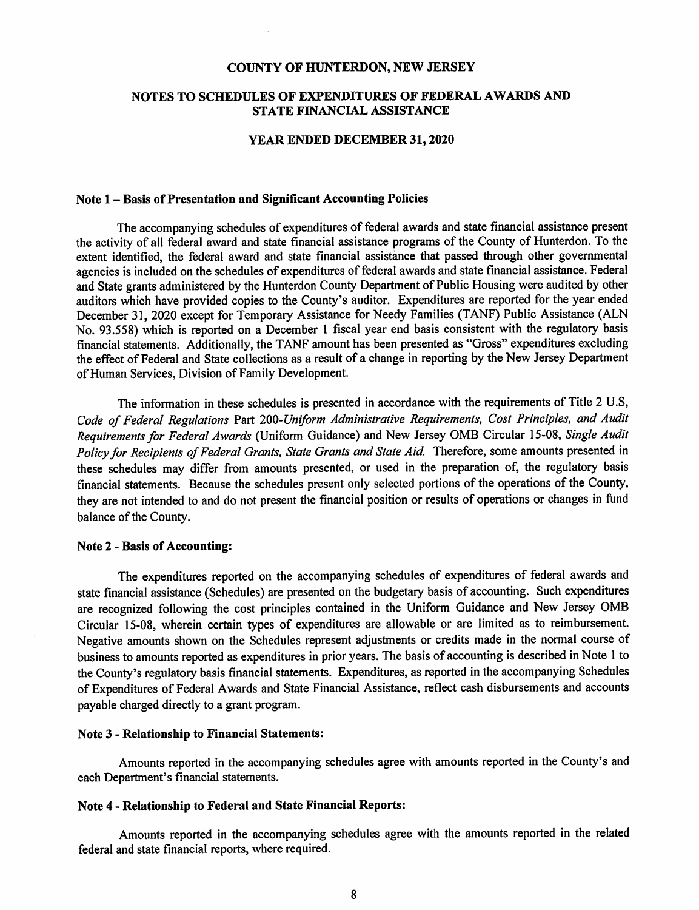# COUNTY OF HUNTERDON, NEW JERSEY

## NOTES TO SCHEDULES OF EXPENDITURES OF FEDERAL AWARDS AND STATE FINANCIAL ASSISTANCE

### YEAR ENDED DECEMBER 31, 2020

**Note 1 – Basis of Presentation and Significant Accounting Policies**

The accompanying schedules of expenditures of federal awards and state financial assistance present the activity of all federal award and state financial assistance programs of the County of Hunterdon. To the extent identified, the federal award and state financial assistance that passed through other governmental agencies is included on the schedules of expenditures of federal awards and state financial assistance. Federal and State grants administered by the Hunterdon County Department of Public Housing were audited by other auditors which have provided copies to the County's auditor. Expenditures are reported for the year ended December 31, 2020 except for Temporary Assistance for Needy Families (TANF) Public Assistance (ALN No. 93.558) which is reported on a December 1 fiscal year end basis consistent with the regulatory basis financial statements. Additionally, the TANF amount has been presented as "Gross" expenditures excluding the effect of Federal and State collections as a result of a change in reporting by the New Jersey Department of Human Services, Division of Family Development.

The information in these schedules is presented in accordance with the requirements of Title 2 U.S, *Code of Federal Regulations* Part 200-*Uniform Administrative Requirements, Cost Principles, and Audit Requirements for Federal Awards* (Uniform Guidance) and New Jersey OMB Circular 15-08, *Single Audit Policy for Recipients of Federal Grants, State Grants and State Aid.* Therefore, some amounts presented in these schedules may differ from amounts presented, or used in the preparation of, the regulatory basis financial statements. Because the schedules present only selected portions of the operations of the County, they are not intended to and do not present the financial position or results of operations or changes in fund balance of the County.

**Note 2 - Basis of Accounting:**

The expenditures reported on the accompanying schedules of expenditures of federal awards and state financial assistance (Schedules) are presented on the budgetary basis of accounting. Such expenditures are recognized following the cost principles contained in the Uniform Guidance and New Jersey OMB Circular 15-08, wherein certain types of expenditures are allowable or are limited as to reimbursement. Negative amounts shown on the Schedules represent adjustments or credits made in the normal course of business to amounts reported as expenditures in prior years. The basis of accounting is described in Note 1 to the County's regulatory basis financial statements. Expenditures, as reported in the accompanying Schedules of Expenditures of Federal Awards and State Financial Assistance, reflect cash disbursements and accounts payable charged directly to a grant program.

**Note 3 - Relationship to Financial Statements:**

Amounts reported in the accompanying schedules agree with amounts reported in the County's and each Department's financial statements.

**Note 4 - Relationship to Federal and State Financial Reports:**

Amounts reported in the accompanying schedules agree with the amounts reported in the related federal and state financial reports, where required.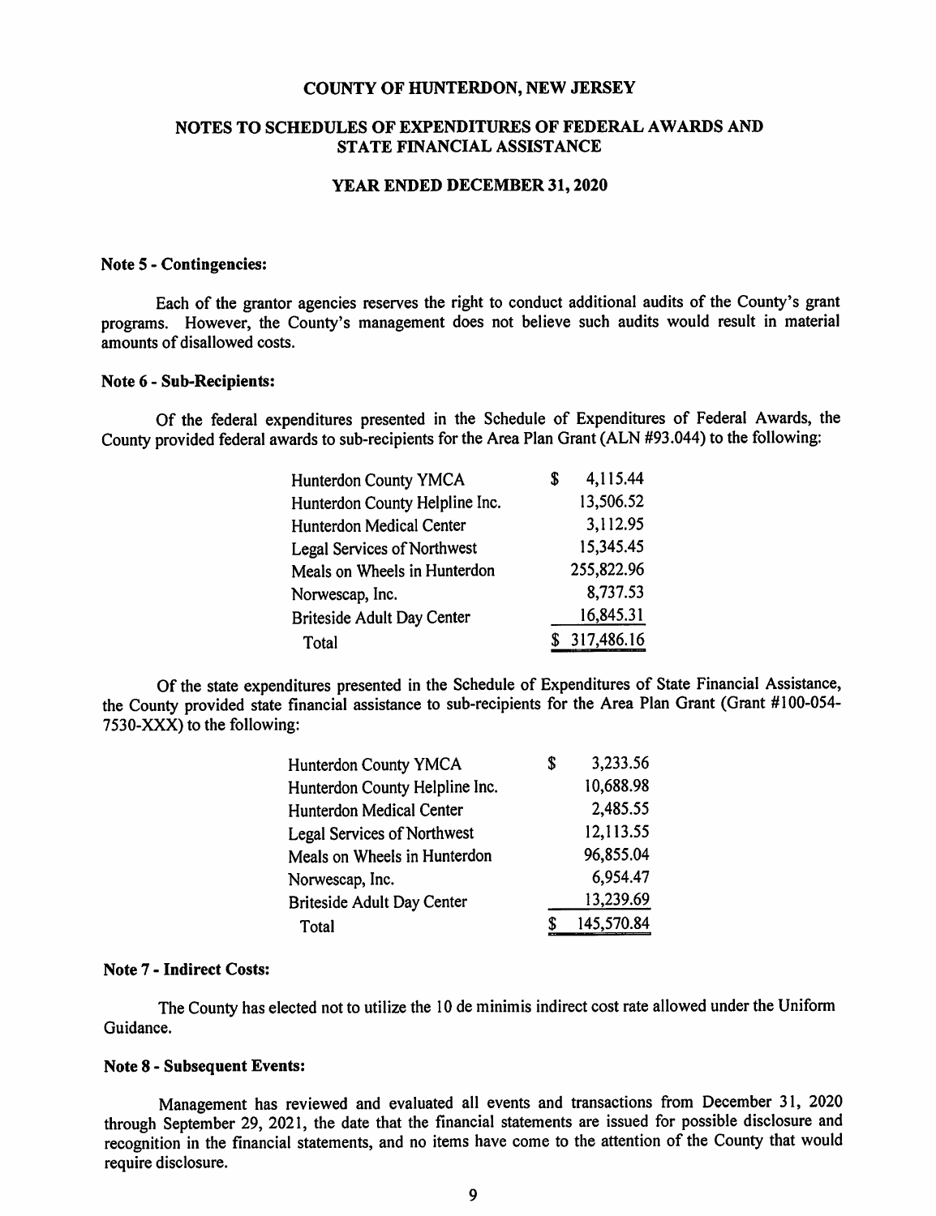# COUNTY OF HUNTERDON, NEW JERSEY

## NOTES TO SCHEDULES OF EXPENDITURES OF FEDERAL AWARDS AND STATE FINANCIAL ASSISTANCE

### YEAR ENDED DECEMBER 31, 2020

**Note 5 - Contingencies:**

Each of the grantor agencies reserves the right to conduct additional audits of the County's grant programs. However, the County's management does not believe such audits would result in material amounts of disallowed costs.

**Note 6 - Sub-Recipients:**

Of the federal expenditures presented in the Schedule of Expenditures of Federal Awards, the County provided federal awards to sub-recipients for the Area Plan Grant (ALN #93.044) to the following:

| | |
|---|---|
| Hunterdon County YMCA | $ 4,115.44 |
| Hunterdon County Helpline Inc. | 13,506.52 |
| Hunterdon Medical Center | 3,112.95 |
| Legal Services of Northwest | 15,345.45 |
| Meals on Wheels in Hunterdon | 255,822.96 |
| Norwescap, Inc. | 8,737.53 |
| Briteside Adult Day Center | 16,845.31 |
| Total | $ 317,486.16 |

Of the state expenditures presented in the Schedule of Expenditures of State Financial Assistance, the County provided state financial assistance to sub-recipients for the Area Plan Grant (Grant #100-054-7530-XXX) to the following:

| | |
|---|---|
| Hunterdon County YMCA | $ 3,233.56 |
| Hunterdon County Helpline Inc. | 10,688.98 |
| Hunterdon Medical Center | 2,485.55 |
| Legal Services of Northwest | 12,113.55 |
| Meals on Wheels in Hunterdon | 96,855.04 |
| Norwescap, Inc. | 6,954.47 |
| Briteside Adult Day Center | 13,239.69 |
| Total | $ 145,570.84 |

**Note 7 - Indirect Costs:**

The County has elected not to utilize the 10 de minimis indirect cost rate allowed under the Uniform Guidance.

**Note 8 - Subsequent Events:**

Management has reviewed and evaluated all events and transactions from December 31, 2020 through September 29, 2021, the date that the financial statements are issued for possible disclosure and recognition in the financial statements, and no items have come to the attention of the County that would require disclosure.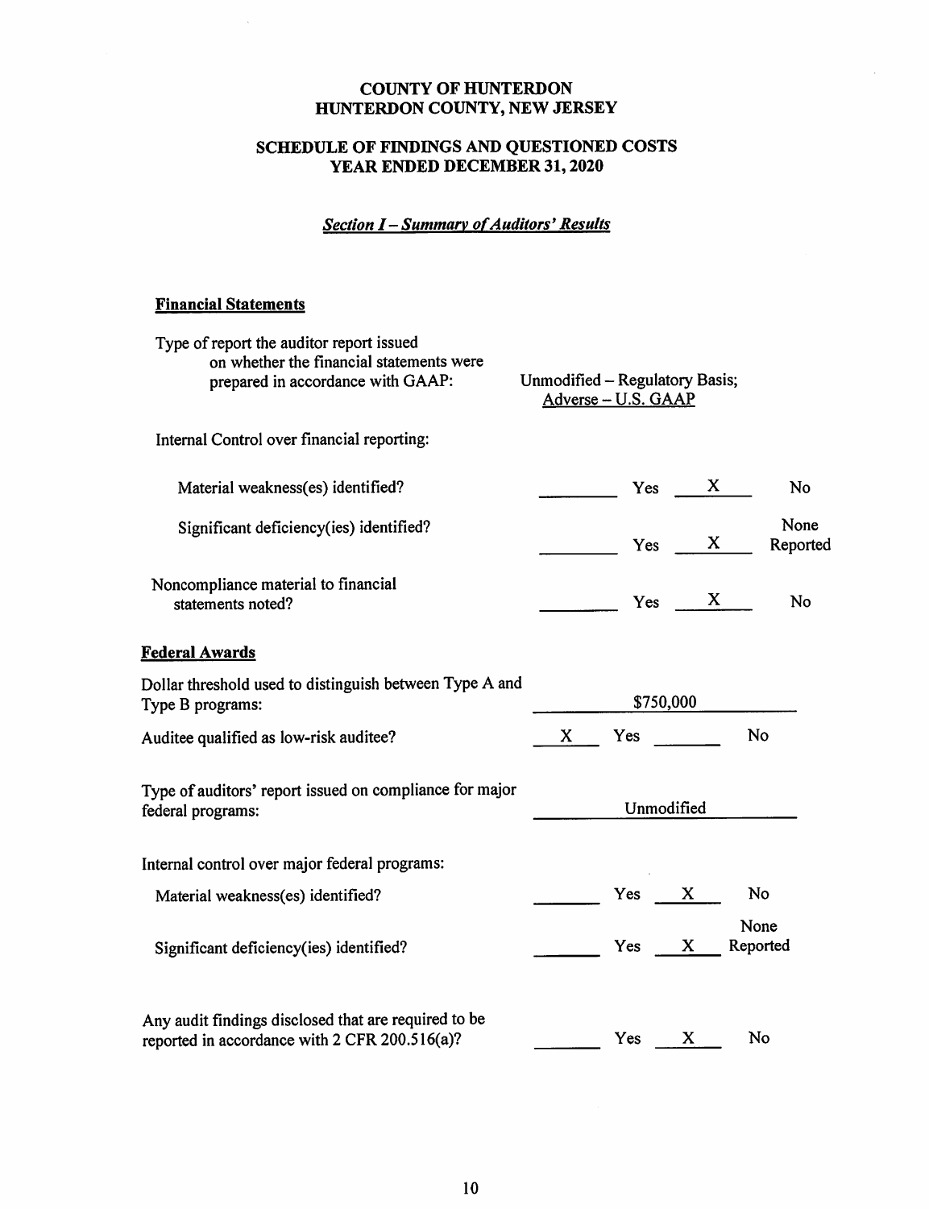# COUNTY OF HUNTERDON
# HUNTERDON COUNTY, NEW JERSEY

## SCHEDULE OF FINDINGS AND QUESTIONED COSTS
## YEAR ENDED DECEMBER 31, 2020

### *Section I – Summary of Auditors' Results*

**Financial Statements**

| | | | | |
|---|---|---|---|---|
| Type of report the auditor report issued on whether the financial statements were prepared in accordance with GAAP: | Unmodified – Regulatory Basis; Adverse – U.S. GAAP | | | |
| Internal Control over financial reporting: | | | | |
| Material weakness(es) identified? | | Yes | X | No |
| Significant deficiency(ies) identified? | | Yes | X | None Reported |
| Noncompliance material to financial statements noted? | | Yes | X | No |

**Federal Awards**

| | | | | |
|---|---|---|---|---|
| Dollar threshold used to distinguish between Type A and Type B programs: | $750,000 | | | |
| Auditee qualified as low-risk auditee? | X | Yes | | No |
| Type of auditors' report issued on compliance for major federal programs: | Unmodified | | | |
| Internal control over major federal programs: | | | | |
| Material weakness(es) identified? | | Yes | X | No |
| Significant deficiency(ies) identified? | | Yes | X | None Reported |
| Any audit findings disclosed that are required to be reported in accordance with 2 CFR 200.516(a)? | | Yes | X | No |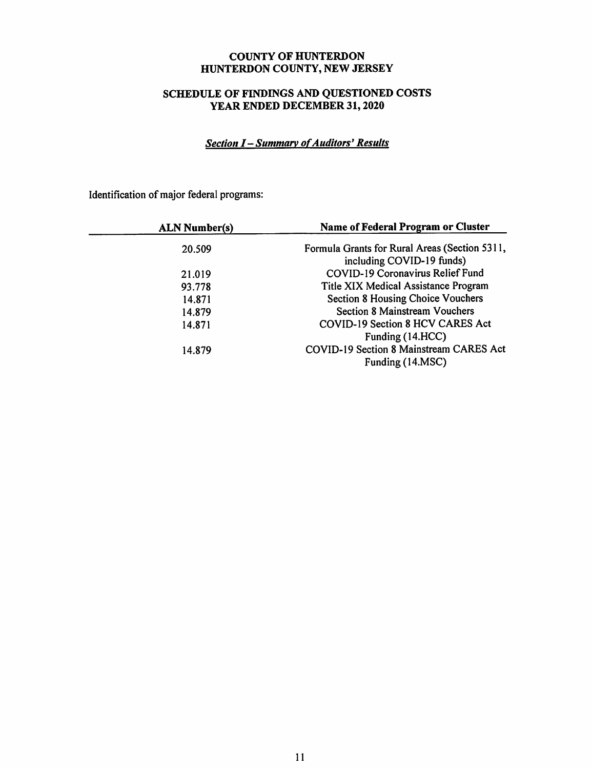# COUNTY OF HUNTERDON
# HUNTERDON COUNTY, NEW JERSEY

## SCHEDULE OF FINDINGS AND QUESTIONED COSTS
## YEAR ENDED DECEMBER 31, 2020

### *Section I – Summary of Auditors' Results*

Identification of major federal programs:

| ALN Number(s) | Name of Federal Program or Cluster |
|---|---|
| 20.509 | Formula Grants for Rural Areas (Section 5311, including COVID-19 funds) |
| 21.019 | COVID-19 Coronavirus Relief Fund |
| 93.778 | Title XIX Medical Assistance Program |
| 14.871 | Section 8 Housing Choice Vouchers |
| 14.879 | Section 8 Mainstream Vouchers |
| 14.871 | COVID-19 Section 8 HCV CARES Act Funding (14.HCC) |
| 14.879 | COVID-19 Section 8 Mainstream CARES Act Funding (14.MSC) |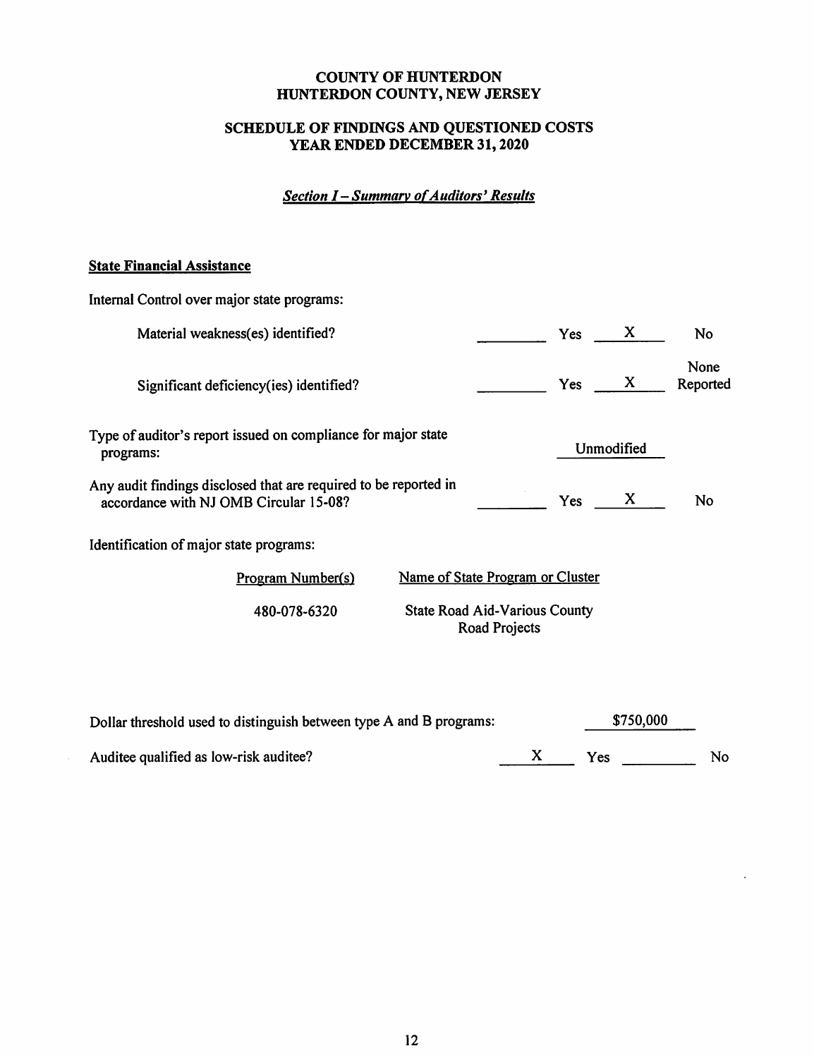# COUNTY OF HUNTERDON
# HUNTERDON COUNTY, NEW JERSEY

## SCHEDULE OF FINDINGS AND QUESTIONED COSTS
## YEAR ENDED DECEMBER 31, 2020

### *Section I – Summary of Auditors' Results*

**State Financial Assistance**

Internal Control over major state programs:

| | | | | |
|---|---|---|---|---|
| Material weakness(es) identified? | ______ | Yes | X | No |
| Significant deficiency(ies) identified? | ______ | Yes | X | None Reported |

Type of auditor's report issued on compliance for major state programs: Unmodified

| | | | | |
|---|---|---|---|---|
| Any audit findings disclosed that are required to be reported in accordance with NJ OMB Circular 15-08? | ______ | Yes | X | No |

Identification of major state programs:

| Program Number(s) | Name of State Program or Cluster |
|---|---|
| 480-078-6320 | State Road Aid-Various County Road Projects |

Dollar threshold used to distinguish between type A and B programs: $750,000

| | | | | |
|---|---|---|---|---|
| Auditee qualified as low-risk auditee? | X | Yes | ______ | No |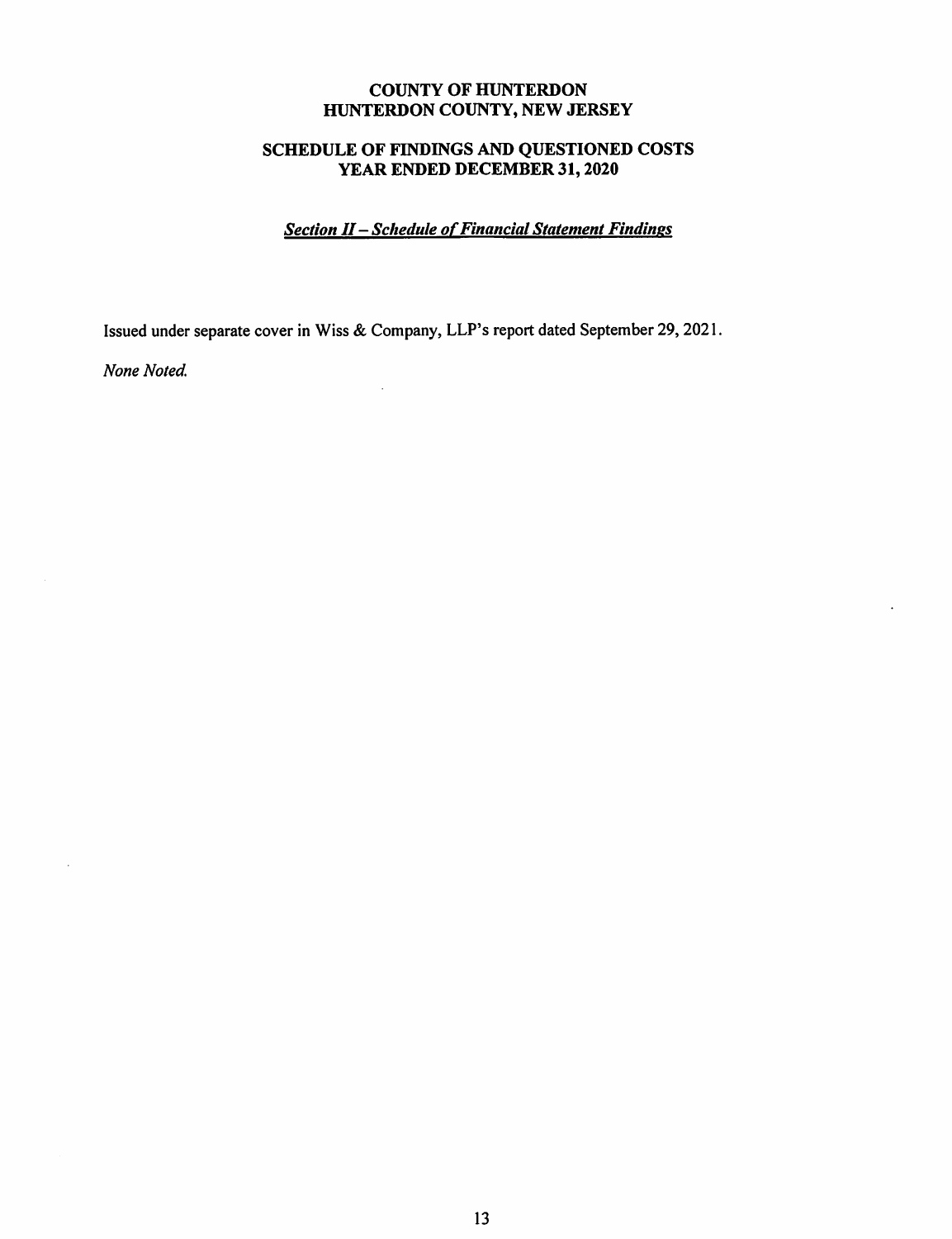# COUNTY OF HUNTERDON
# HUNTERDON COUNTY, NEW JERSEY

## SCHEDULE OF FINDINGS AND QUESTIONED COSTS
## YEAR ENDED DECEMBER 31, 2020

### *Section II – Schedule of Financial Statement Findings*

Issued under separate cover in Wiss & Company, LLP's report dated September 29, 2021.

*None Noted.*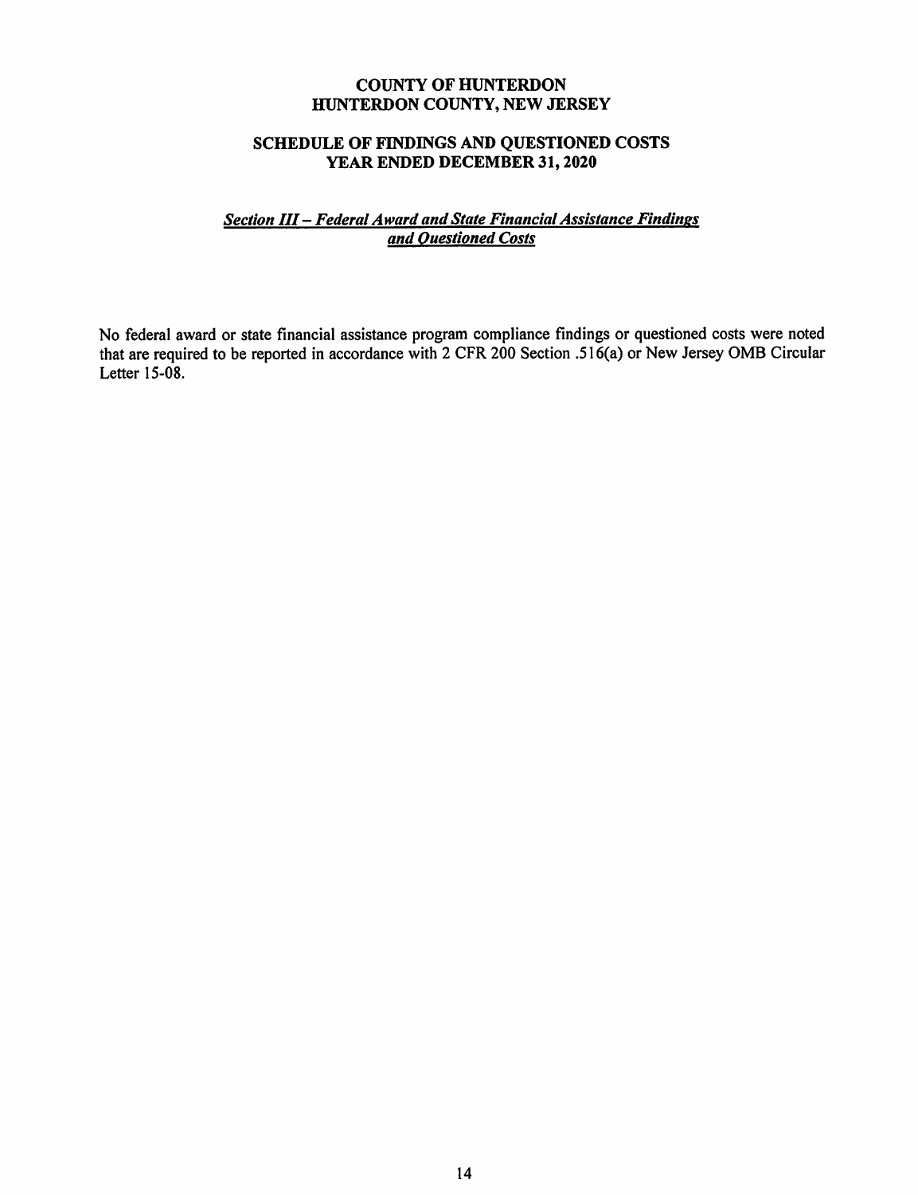# COUNTY OF HUNTERDON
# HUNTERDON COUNTY, NEW JERSEY

## SCHEDULE OF FINDINGS AND QUESTIONED COSTS
## YEAR ENDED DECEMBER 31, 2020

### *Section III – Federal Award and State Financial Assistance Findings and Questioned Costs*

No federal award or state financial assistance program compliance findings or questioned costs were noted that are required to be reported in accordance with 2 CFR 200 Section .516(a) or New Jersey OMB Circular Letter 15-08.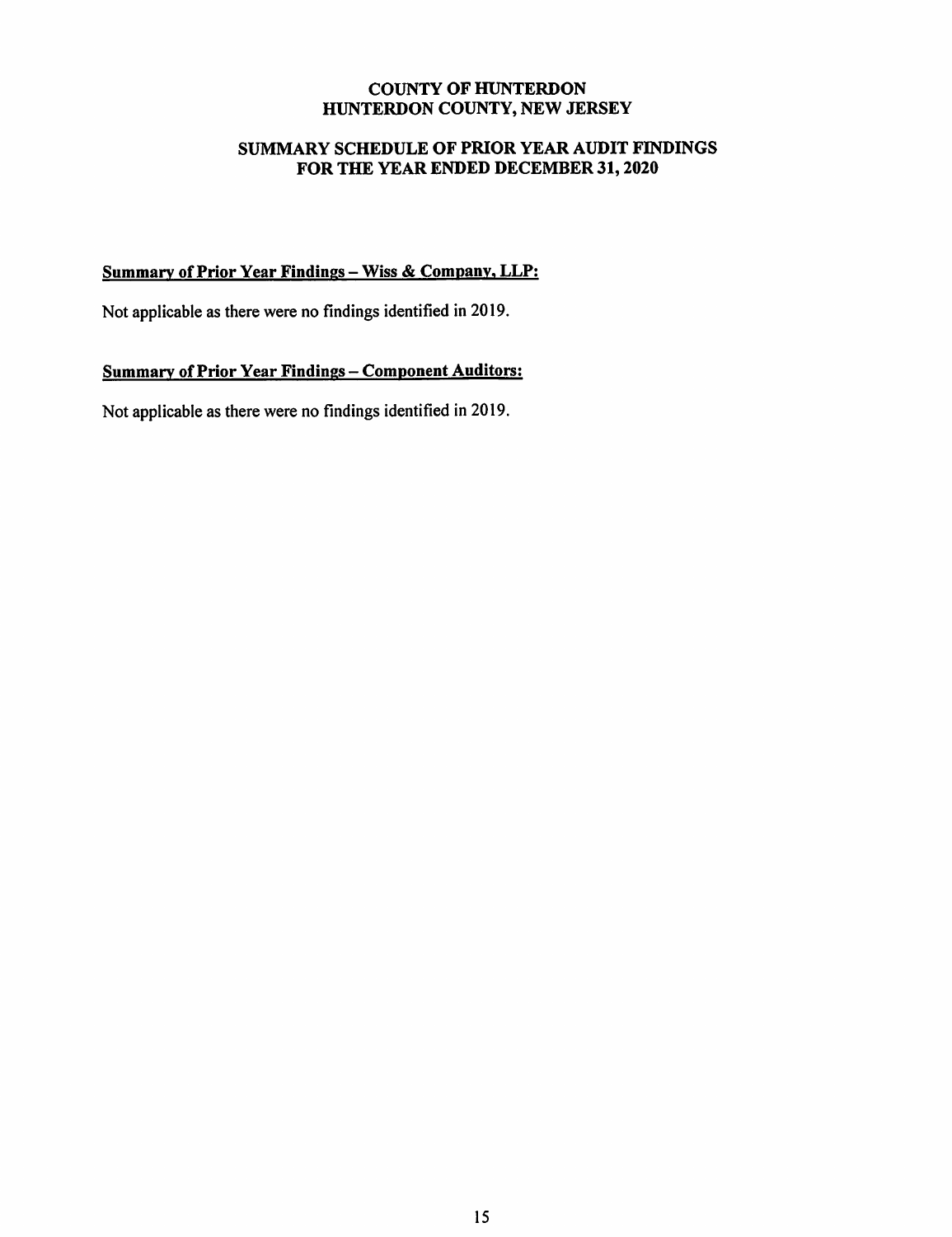# COUNTY OF HUNTERDON
# HUNTERDON COUNTY, NEW JERSEY

## SUMMARY SCHEDULE OF PRIOR YEAR AUDIT FINDINGS
## FOR THE YEAR ENDED DECEMBER 31, 2020

**Summary of Prior Year Findings – Wiss & Company, LLP:**

Not applicable as there were no findings identified in 2019.

**Summary of Prior Year Findings – Component Auditors:**

Not applicable as there were no findings identified in 2019.